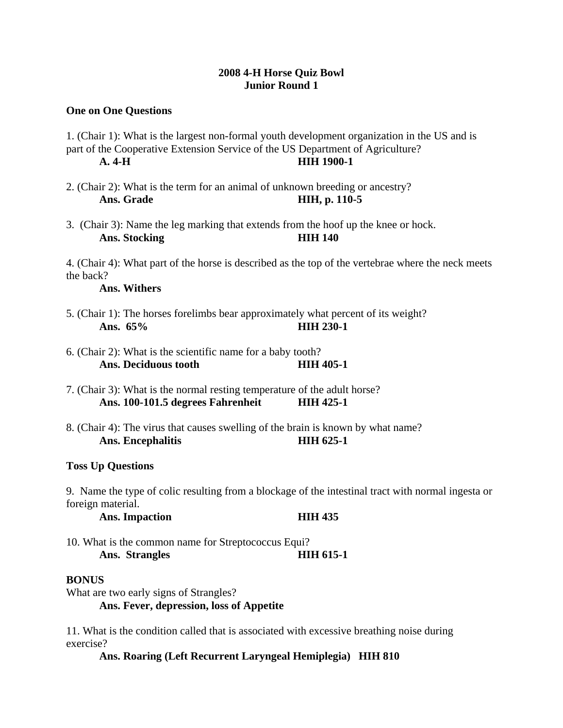# 2008 4-H Horse Quiz Bowl
## Junior Round 1

### One on One Questions

1. (Chair 1): What is the largest non-formal youth development organization in the US and is part of the Cooperative Extension Service of the US Department of Agriculture?
   **A. 4-H** **HIH 1900-1**

2. (Chair 2): What is the term for an animal of unknown breeding or ancestry?
   **Ans. Grade** **HIH, p. 110-5**

3. (Chair 3): Name the leg marking that extends from the hoof up the knee or hock.
   **Ans. Stocking** **HIH 140**

4. (Chair 4): What part of the horse is described as the top of the vertebrae where the neck meets the back?
   **Ans. Withers**

5. (Chair 1): The horses forelimbs bear approximately what percent of its weight?
   **Ans. 65%** **HIH 230-1**

6. (Chair 2): What is the scientific name for a baby tooth?
   **Ans. Deciduous tooth** **HIH 405-1**

7. (Chair 3): What is the normal resting temperature of the adult horse?
   **Ans. 100-101.5 degrees Fahrenheit** **HIH 425-1**

8. (Chair 4): The virus that causes swelling of the brain is known by what name?
   **Ans. Encephalitis** **HIH 625-1**

### Toss Up Questions

9. Name the type of colic resulting from a blockage of the intestinal tract with normal ingesta or foreign material.
   **Ans. Impaction** **HIH 435**

10. What is the common name for Streptococcus Equi?
    **Ans. Strangles** **HIH 615-1**

**BONUS**
What are two early signs of Strangles?
**Ans. Fever, depression, loss of Appetite**

11. What is the condition called that is associated with excessive breathing noise during exercise?
    **Ans. Roaring (Left Recurrent Laryngeal Hemiplegia) HIH 810**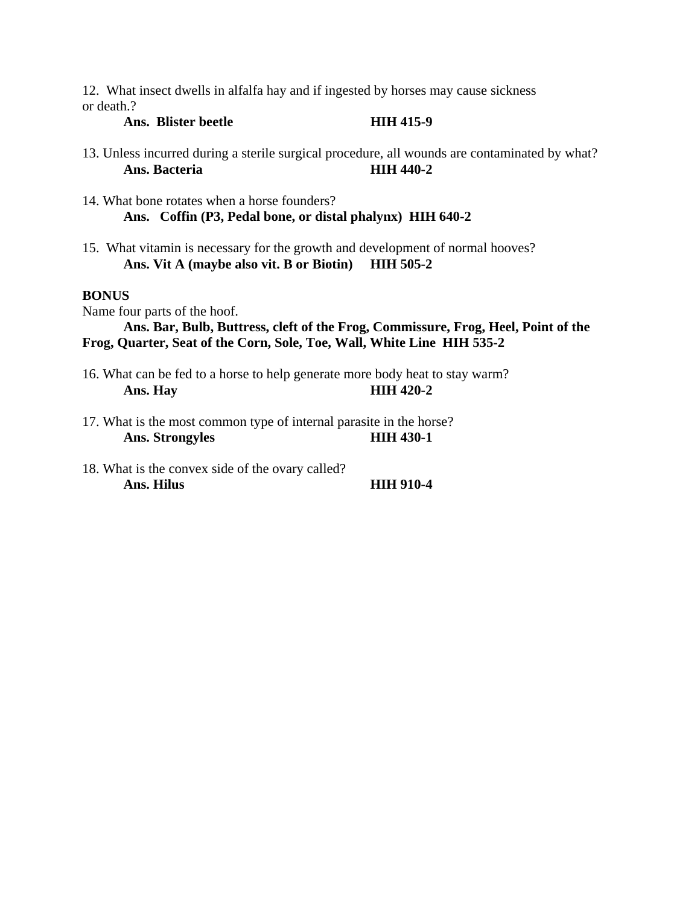12. What insect dwells in alfalfa hay and if ingested by horses may cause sickness or death.?

**Ans. Blister beetle HIH 415-9**

13. Unless incurred during a sterile surgical procedure, all wounds are contaminated by what?

**Ans. Bacteria HIH 440-2**

14. What bone rotates when a horse founders?

**Ans. Coffin (P3, Pedal bone, or distal phalynx) HIH 640-2**

15. What vitamin is necessary for the growth and development of normal hooves?

**Ans. Vit A (maybe also vit. B or Biotin) HIH 505-2**

**BONUS**

Name four parts of the hoof.

**Ans. Bar, Bulb, Buttress, cleft of the Frog, Commissure, Frog, Heel, Point of the Frog, Quarter, Seat of the Corn, Sole, Toe, Wall, White Line HIH 535-2**

16. What can be fed to a horse to help generate more body heat to stay warm?

**Ans. Hay HIH 420-2**

17. What is the most common type of internal parasite in the horse?

**Ans. Strongyles HIH 430-1**

18. What is the convex side of the ovary called?

**Ans. Hilus HIH 910-4**